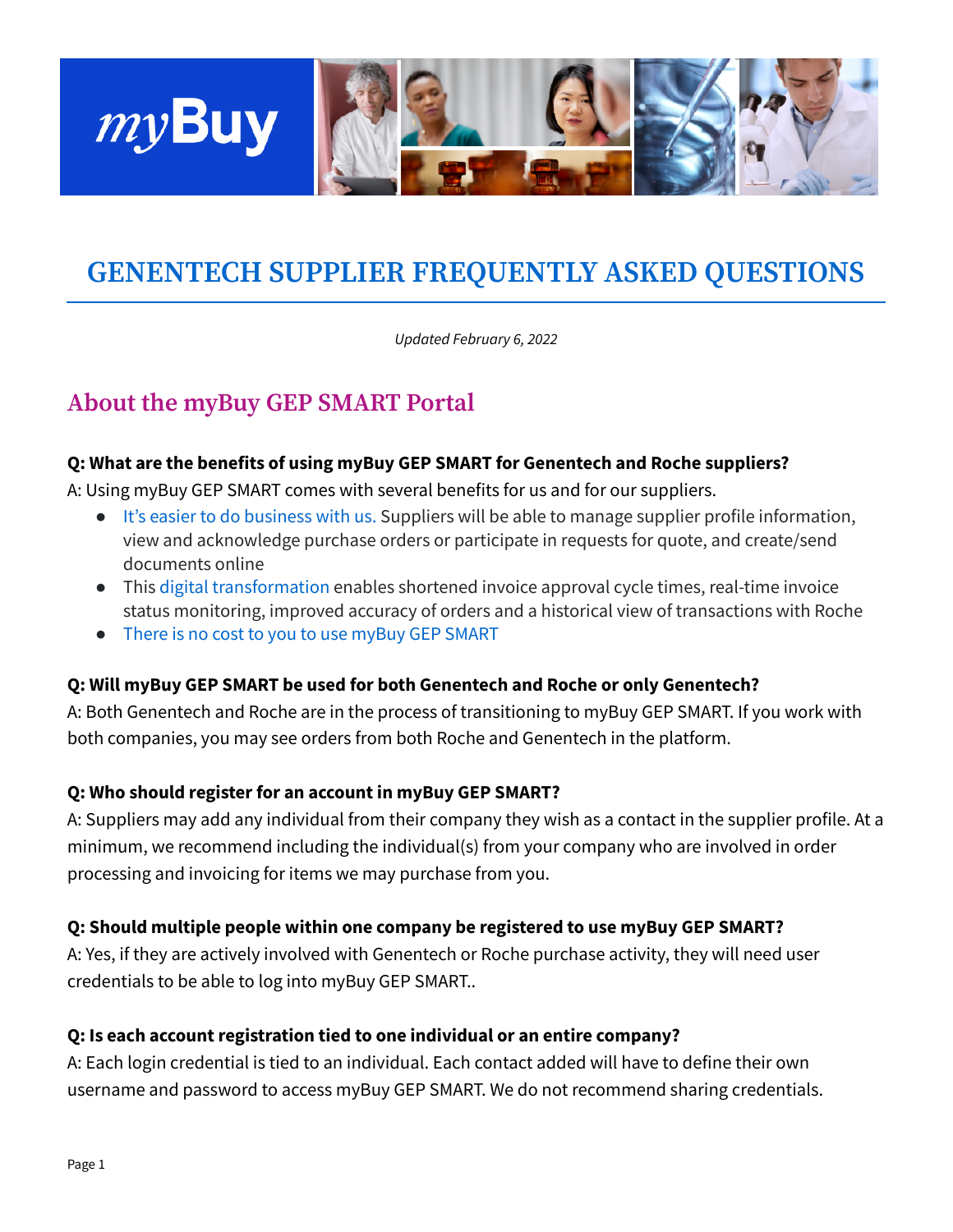# GENENTECH SUPPLIER FREQUENTLY ASKED QUESTIONS

*Updated February 6, 2022*

## About the myBuy GEP SMART Portal

**Q: What are the benefits of using myBuy GEP SMART for Genentech and Roche suppliers?**

A: Using myBuy GEP SMART comes with several benefits for us and for our suppliers.

- It's easier to do business with us. Suppliers will be able to manage supplier profile information, view and acknowledge purchase orders or participate in requests for quote, and create/send documents online
- This digital transformation enables shortened invoice approval cycle times, real-time invoice status monitoring, improved accuracy of orders and a historical view of transactions with Roche
- There is no cost to you to use myBuy GEP SMART

**Q: Will myBuy GEP SMART be used for both Genentech and Roche or only Genentech?**

A: Both Genentech and Roche are in the process of transitioning to myBuy GEP SMART. If you work with both companies, you may see orders from both Roche and Genentech in the platform.

**Q: Who should register for an account in myBuy GEP SMART?**

A: Suppliers may add any individual from their company they wish as a contact in the supplier profile. At a minimum, we recommend including the individual(s) from your company who are involved in order processing and invoicing for items we may purchase from you.

**Q: Should multiple people within one company be registered to use myBuy GEP SMART?**

A: Yes, if they are actively involved with Genentech or Roche purchase activity, they will need user credentials to be able to log into myBuy GEP SMART..

**Q: Is each account registration tied to one individual or an entire company?**

A: Each login credential is tied to an individual. Each contact added will have to define their own username and password to access myBuy GEP SMART. We do not recommend sharing credentials.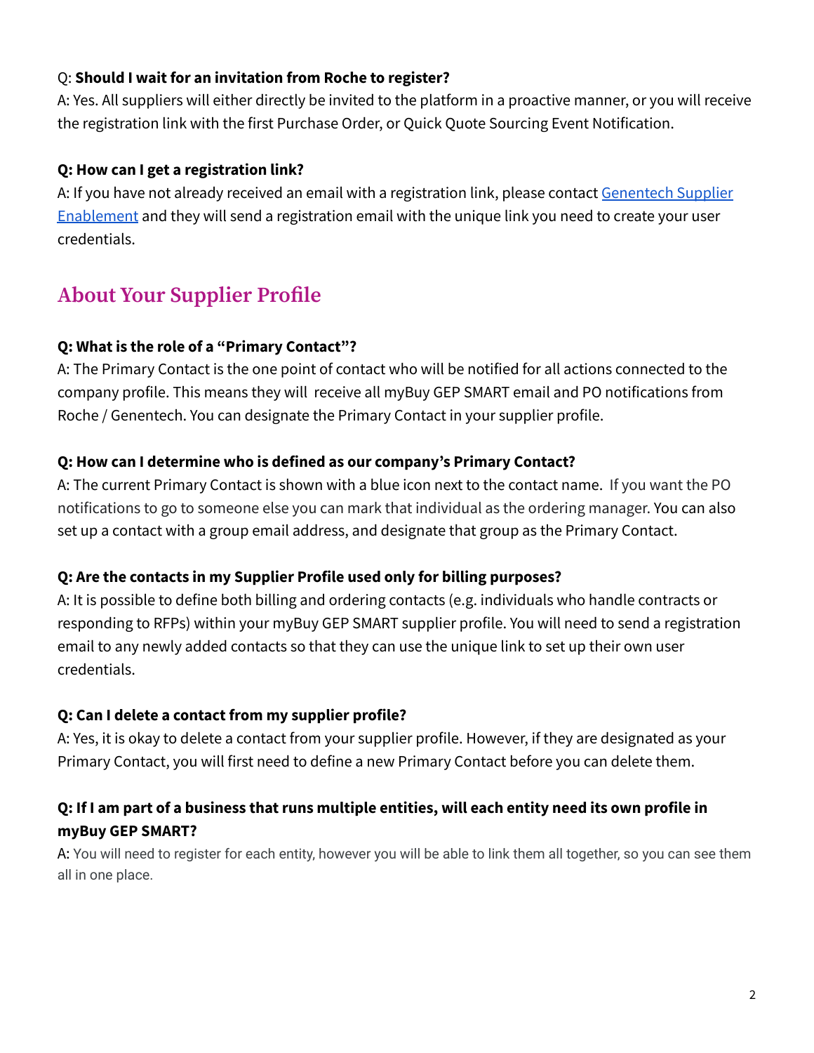Q: **Should I wait for an invitation from Roche to register?**
A: Yes. All suppliers will either directly be invited to the platform in a proactive manner, or you will receive the registration link with the first Purchase Order, or Quick Quote Sourcing Event Notification.

**Q: How can I get a registration link?**
A: If you have not already received an email with a registration link, please contact Genentech Supplier Enablement and they will send a registration email with the unique link you need to create your user credentials.

## About Your Supplier Profile

**Q: What is the role of a "Primary Contact"?**
A: The Primary Contact is the one point of contact who will be notified for all actions connected to the company profile. This means they will receive all myBuy GEP SMART email and PO notifications from Roche / Genentech. You can designate the Primary Contact in your supplier profile.

**Q: How can I determine who is defined as our company's Primary Contact?**
A: The current Primary Contact is shown with a blue icon next to the contact name. If you want the PO notifications to go to someone else you can mark that individual as the ordering manager. You can also set up a contact with a group email address, and designate that group as the Primary Contact.

**Q: Are the contacts in my Supplier Profile used only for billing purposes?**
A: It is possible to define both billing and ordering contacts (e.g. individuals who handle contracts or responding to RFPs) within your myBuy GEP SMART supplier profile. You will need to send a registration email to any newly added contacts so that they can use the unique link to set up their own user credentials.

**Q: Can I delete a contact from my supplier profile?**
A: Yes, it is okay to delete a contact from your supplier profile. However, if they are designated as your Primary Contact, you will first need to define a new Primary Contact before you can delete them.

**Q: If I am part of a business that runs multiple entities, will each entity need its own profile in myBuy GEP SMART?**
A: You will need to register for each entity, however you will be able to link them all together, so you can see them all in one place.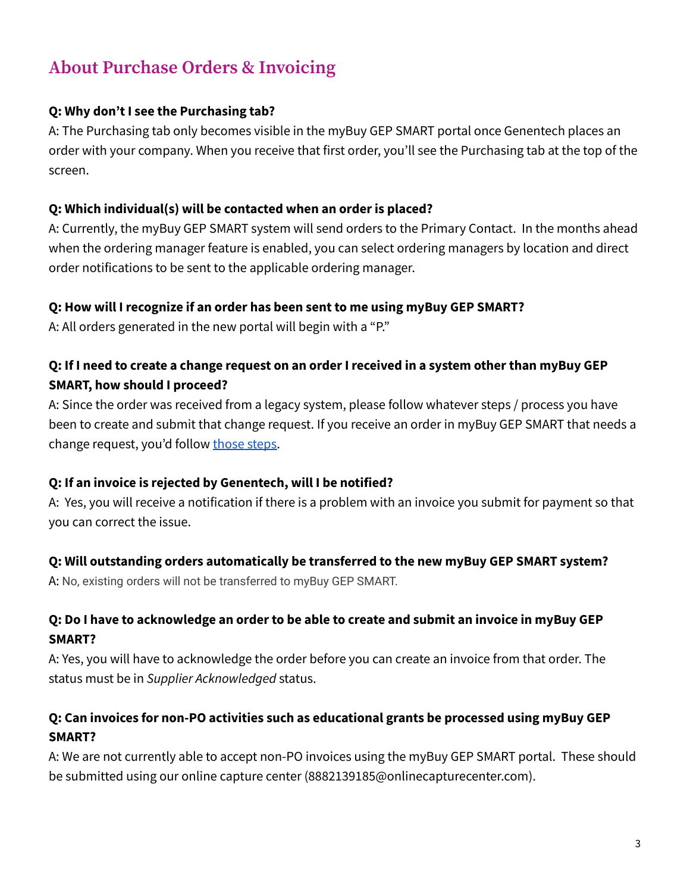## About Purchase Orders & Invoicing

**Q: Why don't I see the Purchasing tab?**

A: The Purchasing tab only becomes visible in the myBuy GEP SMART portal once Genentech places an order with your company. When you receive that first order, you'll see the Purchasing tab at the top of the screen.

**Q: Which individual(s) will be contacted when an order is placed?**

A: Currently, the myBuy GEP SMART system will send orders to the Primary Contact. In the months ahead when the ordering manager feature is enabled, you can select ordering managers by location and direct order notifications to be sent to the applicable ordering manager.

**Q: How will I recognize if an order has been sent to me using myBuy GEP SMART?**

A: All orders generated in the new portal will begin with a "P."

**Q: If I need to create a change request on an order I received in a system other than myBuy GEP SMART, how should I proceed?**

A: Since the order was received from a legacy system, please follow whatever steps / process you have been to create and submit that change request. If you receive an order in myBuy GEP SMART that needs a change request, you'd follow those steps.

**Q: If an invoice is rejected by Genentech, will I be notified?**

A: Yes, you will receive a notification if there is a problem with an invoice you submit for payment so that you can correct the issue.

**Q: Will outstanding orders automatically be transferred to the new myBuy GEP SMART system?**

A: No, existing orders will not be transferred to myBuy GEP SMART.

**Q: Do I have to acknowledge an order to be able to create and submit an invoice in myBuy GEP SMART?**

A: Yes, you will have to acknowledge the order before you can create an invoice from that order. The status must be in *Supplier Acknowledged* status.

**Q: Can invoices for non-PO activities such as educational grants be processed using myBuy GEP SMART?**

A: We are not currently able to accept non-PO invoices using the myBuy GEP SMART portal. These should be submitted using our online capture center (8882139185@onlinecapturecenter.com).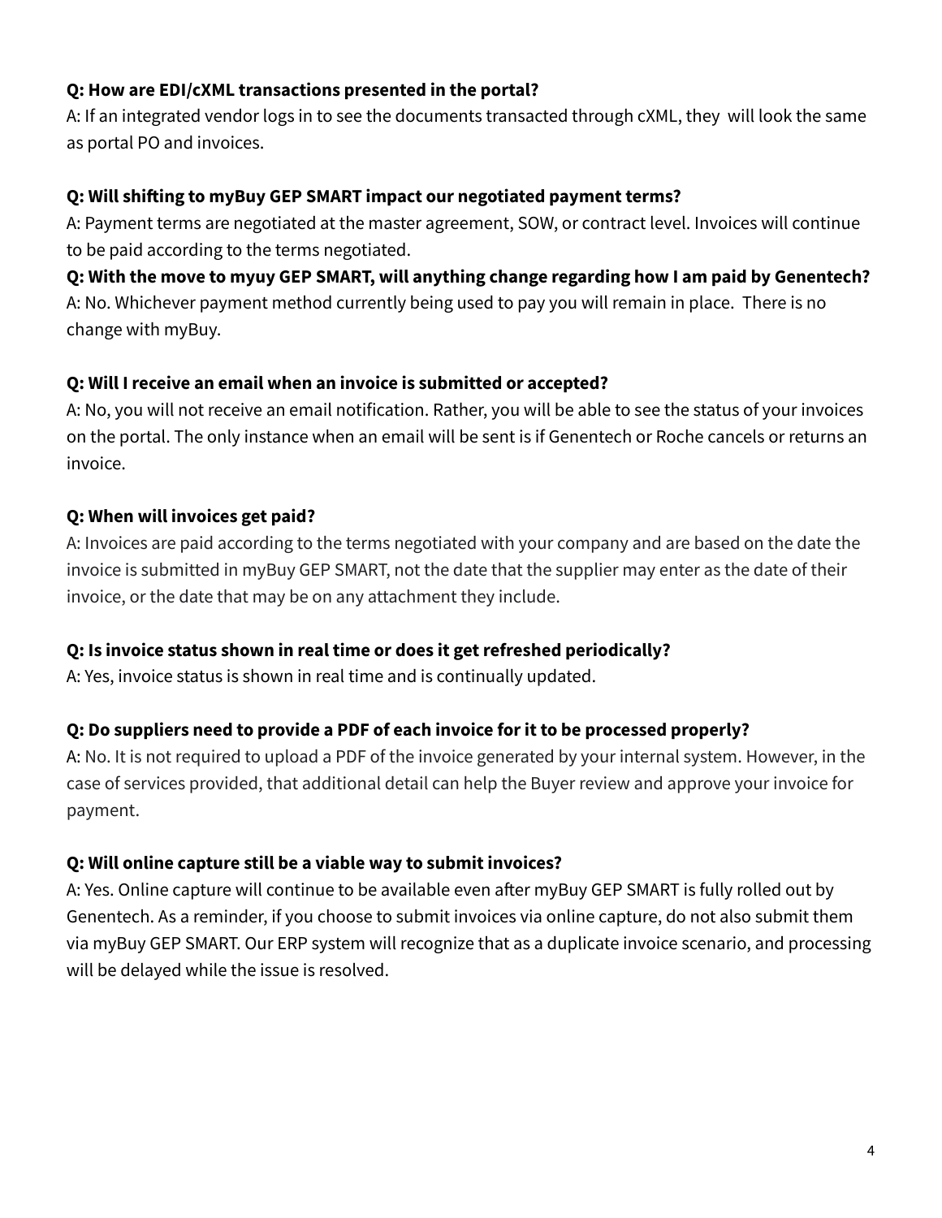**Q: How are EDI/cXML transactions presented in the portal?**
A: If an integrated vendor logs in to see the documents transacted through cXML, they will look the same as portal PO and invoices.

**Q: Will shifting to myBuy GEP SMART impact our negotiated payment terms?**
A: Payment terms are negotiated at the master agreement, SOW, or contract level. Invoices will continue to be paid according to the terms negotiated.

**Q: With the move to myuy GEP SMART, will anything change regarding how I am paid by Genentech?**
A: No. Whichever payment method currently being used to pay you will remain in place. There is no change with myBuy.

**Q: Will I receive an email when an invoice is submitted or accepted?**
A: No, you will not receive an email notification. Rather, you will be able to see the status of your invoices on the portal. The only instance when an email will be sent is if Genentech or Roche cancels or returns an invoice.

**Q: When will invoices get paid?**
A: Invoices are paid according to the terms negotiated with your company and are based on the date the invoice is submitted in myBuy GEP SMART, not the date that the supplier may enter as the date of their invoice, or the date that may be on any attachment they include.

**Q: Is invoice status shown in real time or does it get refreshed periodically?**
A: Yes, invoice status is shown in real time and is continually updated.

**Q: Do suppliers need to provide a PDF of each invoice for it to be processed properly?**
A: No. It is not required to upload a PDF of the invoice generated by your internal system. However, in the case of services provided, that additional detail can help the Buyer review and approve your invoice for payment.

**Q: Will online capture still be a viable way to submit invoices?**
A: Yes. Online capture will continue to be available even after myBuy GEP SMART is fully rolled out by Genentech. As a reminder, if you choose to submit invoices via online capture, do not also submit them via myBuy GEP SMART. Our ERP system will recognize that as a duplicate invoice scenario, and processing will be delayed while the issue is resolved.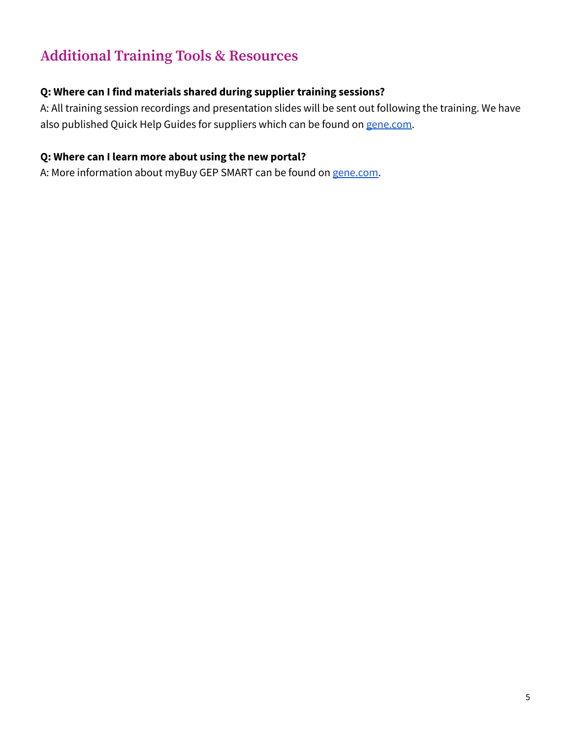## Additional Training Tools & Resources

**Q: Where can I find materials shared during supplier training sessions?**
A: All training session recordings and presentation slides will be sent out following the training. We have also published Quick Help Guides for suppliers which can be found on gene.com.

**Q: Where can I learn more about using the new portal?**
A: More information about myBuy GEP SMART can be found on gene.com.